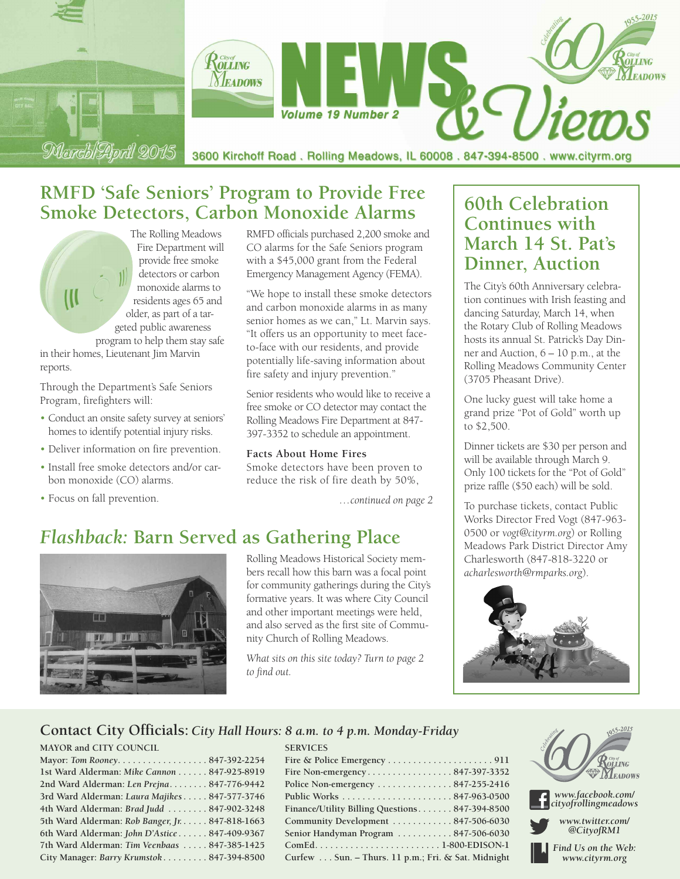# NEWS & Views

City of Rolling Meadows

Volume 19 Number 2

March/April 2015

Celebrating 60 1955-2015 City of Rolling Meadows

3600 Kirchoff Road . Rolling Meadows, IL 60008 . 847-394-8500 . www.cityrm.org

## RMFD 'Safe Seniors' Program to Provide Free Smoke Detectors, Carbon Monoxide Alarms

The Rolling Meadows Fire Department will provide free smoke detectors or carbon monoxide alarms to residents ages 65 and older, as part of a targeted public awareness program to help them stay safe in their homes, Lieutenant Jim Marvin reports.

Through the Department's Safe Seniors Program, firefighters will:

- Conduct an onsite safety survey at seniors' homes to identify potential injury risks.
- Deliver information on fire prevention.
- Install free smoke detectors and/or carbon monoxide (CO) alarms.
- Focus on fall prevention.

RMFD officials purchased 2,200 smoke and CO alarms for the Safe Seniors program with a $45,000 grant from the Federal Emergency Management Agency (FEMA).

"We hope to install these smoke detectors and carbon monoxide alarms in as many senior homes as we can," Lt. Marvin says. "It offers us an opportunity to meet face-to-face with our residents, and provide potentially life-saving information about fire safety and injury prevention."

Senior residents who would like to receive a free smoke or CO detector may contact the Rolling Meadows Fire Department at 847-397-3352 to schedule an appointment.

**Facts About Home Fires**

Smoke detectors have been proven to reduce the risk of fire death by 50%,

*…continued on page 2*

## *Flashback:* Barn Served as Gathering Place

Rolling Meadows Historical Society members recall how this barn was a focal point for community gatherings during the City's formative years. It was where City Council and other important meetings were held, and also served as the first site of Community Church of Rolling Meadows.

*What sits on this site today? Turn to page 2 to find out.*

## 60th Celebration Continues with March 14 St. Pat's Dinner, Auction

The City's 60th Anniversary celebration continues with Irish feasting and dancing Saturday, March 14, when the Rotary Club of Rolling Meadows hosts its annual St. Patrick's Day Dinner and Auction, 6 – 10 p.m., at the Rolling Meadows Community Center (3705 Pheasant Drive).

One lucky guest will take home a grand prize "Pot of Gold" worth up to $2,500.

Dinner tickets are $30 per person and will be available through March 9. Only 100 tickets for the "Pot of Gold" prize raffle ($50 each) will be sold.

To purchase tickets, contact Public Works Director Fred Vogt (847-963-0500 or *vogt@cityrm.org*) or Rolling Meadows Park District Director Amy Charlesworth (847-818-3220 or *acharlesworth@rmparks.org*).

## Contact City Officials: *City Hall Hours: 8 a.m. to 4 p.m. Monday-Friday*

**MAYOR and CITY COUNCIL**

| | |
|---|---|
| Mayor: *Tom Rooney* | 847-392-2254 |
| 1st Ward Alderman: *Mike Cannon* | 847-925-8919 |
| 2nd Ward Alderman: *Len Prejna* | 847-776-9442 |
| 3rd Ward Alderman: *Laura Majikes* | 847-577-3746 |
| 4th Ward Alderman: *Brad Judd* | 847-902-3248 |
| 5th Ward Alderman: *Rob Banger, Jr.* | 847-818-1663 |
| 6th Ward Alderman: *John D'Astice* | 847-409-9367 |
| 7th Ward Alderman: *Tim Veenbaas* | 847-385-1425 |
| City Manager: *Barry Krumstok* | 847-394-8500 |

**SERVICES**

| | |
|---|---|
| Fire & Police Emergency | 911 |
| Fire Non-emergency | 847-397-3352 |
| Police Non-emergency | 847-255-2416 |
| Public Works | 847-963-0500 |
| Finance/Utility Billing Questions | 847-394-8500 |
| Community Development | 847-506-6030 |
| Senior Handyman Program | 847-506-6030 |
| ComEd | 1-800-EDISON-1 |
| Curfew | Sun. – Thurs. 11 p.m.; Fri. & Sat. Midnight |

Celebrating 60 1955-2015 City of Rolling Meadows

*www.facebook.com/cityofrollingmeadows*

*www.twitter.com/@CityofRM1*

*Find Us on the Web: www.cityrm.org*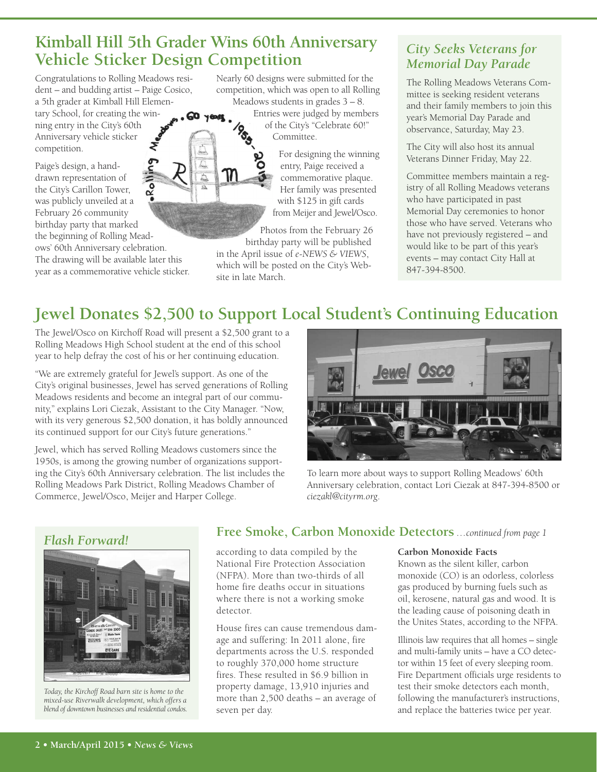## Kimball Hill 5th Grader Wins 60th Anniversary Vehicle Sticker Design Competition

Congratulations to Rolling Meadows resident – and budding artist – Paige Cosico, a 5th grader at Kimball Hill Elementary School, for creating the winning entry in the City's 60th Anniversary vehicle sticker competition.

Paige's design, a hand-drawn representation of the City's Carillon Tower, was publicly unveiled at a February 26 community birthday party that marked the beginning of Rolling Meadows' 60th Anniversary celebration. The drawing will be available later this year as a commemorative vehicle sticker.

Nearly 60 designs were submitted for the competition, which was open to all Rolling Meadows students in grades 3 – 8. Entries were judged by members of the City's "Celebrate 60!" Committee.

For designing the winning entry, Paige received a commemorative plaque. Her family was presented with $125 in gift cards from Meijer and Jewel/Osco.

Photos from the February 26 birthday party will be published in the April issue of *e-NEWS & VIEWS*, which will be posted on the City's Website in late March.

## *City Seeks Veterans for Memorial Day Parade*

The Rolling Meadows Veterans Committee is seeking resident veterans and their family members to join this year's Memorial Day Parade and observance, Saturday, May 23.

The City will also host its annual Veterans Dinner Friday, May 22.

Committee members maintain a registry of all Rolling Meadows veterans who have participated in past Memorial Day ceremonies to honor those who have served. Veterans who have not previously registered – and would like to be part of this year's events – may contact City Hall at 847-394-8500.

## Jewel Donates $2,500 to Support Local Student's Continuing Education

The Jewel/Osco on Kirchoff Road will present a $2,500 grant to a Rolling Meadows High School student at the end of this school year to help defray the cost of his or her continuing education.

"We are extremely grateful for Jewel's support. As one of the City's original businesses, Jewel has served generations of Rolling Meadows residents and become an integral part of our community," explains Lori Ciezak, Assistant to the City Manager. "Now, with its very generous $2,500 donation, it has boldly announced its continued support for our City's future generations."

Jewel, which has served Rolling Meadows customers since the 1950s, is among the growing number of organizations supporting the City's 60th Anniversary celebration. The list includes the Rolling Meadows Park District, Rolling Meadows Chamber of Commerce, Jewel/Osco, Meijer and Harper College.

To learn more about ways to support Rolling Meadows' 60th Anniversary celebration, contact Lori Ciezak at 847-394-8500 or *ciezakl@cityrm.org*.

## *Flash Forward!*

*Today, the Kirchoff Road barn site is home to the mixed-use Riverwalk development, which offers a blend of downtown businesses and residential condos.*

## Free Smoke, Carbon Monoxide Detectors *…continued from page 1*

according to data compiled by the National Fire Protection Association (NFPA). More than two-thirds of all home fire deaths occur in situations where there is not a working smoke detector.

House fires can cause tremendous damage and suffering: In 2011 alone, fire departments across the U.S. responded to roughly 370,000 home structure fires. These resulted in $6.9 billion in property damage, 13,910 injuries and more than 2,500 deaths – an average of seven per day.

**Carbon Monoxide Facts**

Known as the silent killer, carbon monoxide (CO) is an odorless, colorless gas produced by burning fuels such as oil, kerosene, natural gas and wood. It is the leading cause of poisoning death in the Unites States, according to the NFPA.

Illinois law requires that all homes – single and multi-family units – have a CO detector within 15 feet of every sleeping room. Fire Department officials urge residents to test their smoke detectors each month, following the manufacturer's instructions, and replace the batteries twice per year.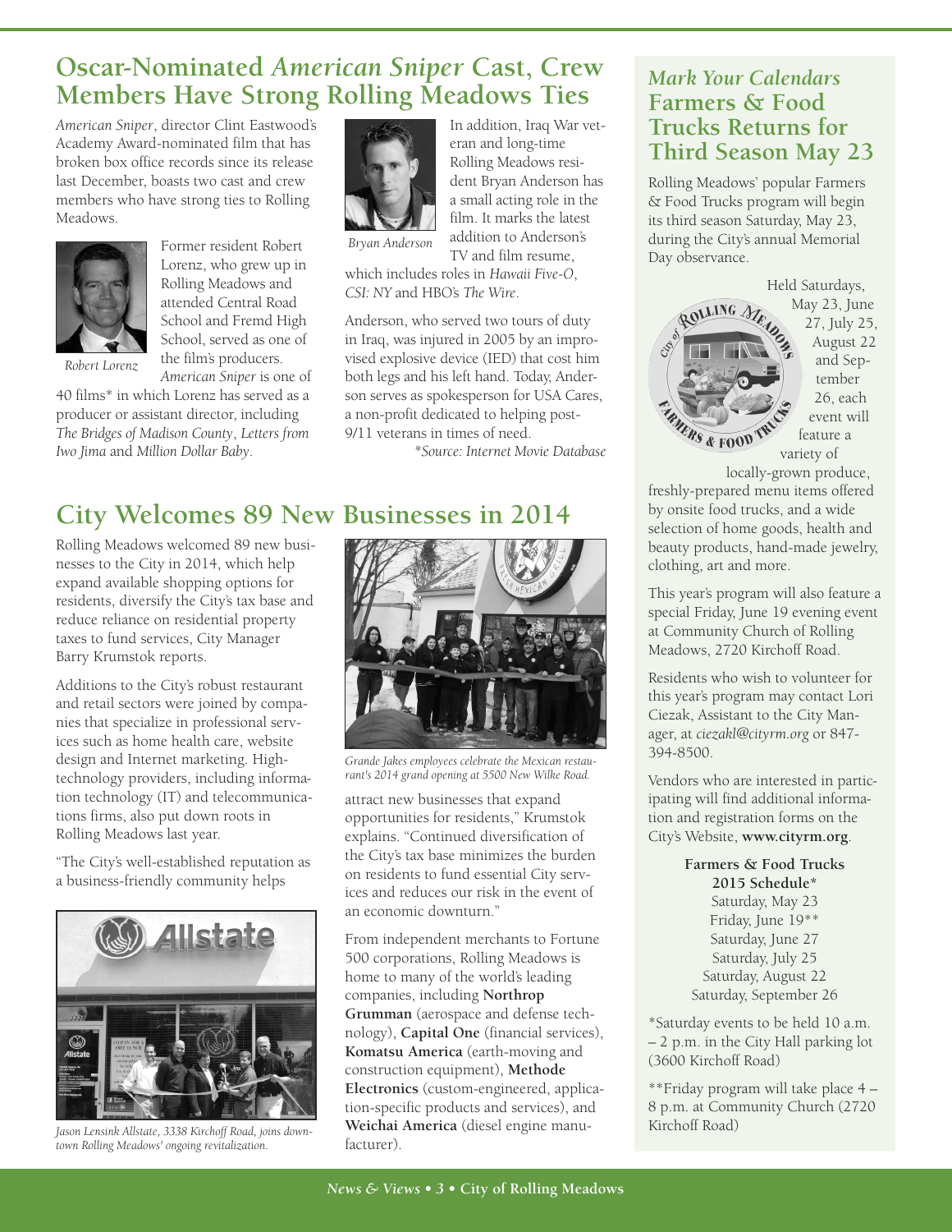# Oscar-Nominated *American Sniper* Cast, Crew Members Have Strong Rolling Meadows Ties

*American Sniper*, director Clint Eastwood's Academy Award-nominated film that has broken box office records since its release last December, boasts two cast and crew members who have strong ties to Rolling Meadows.

*Robert Lorenz*

Former resident Robert Lorenz, who grew up in Rolling Meadows and attended Central Road School and Fremd High School, served as one of the film's producers. *American Sniper* is one of 40 films* in which Lorenz has served as a producer or assistant director, including *The Bridges of Madison County*, *Letters from Iwo Jima* and *Million Dollar Baby*.

*Bryan Anderson*

In addition, Iraq War veteran and long-time Rolling Meadows resident Bryan Anderson has a small acting role in the film. It marks the latest addition to Anderson's TV and film resume, which includes roles in *Hawaii Five-O*, *CSI: NY* and HBO's *The Wire*.

Anderson, who served two tours of duty in Iraq, was injured in 2005 by an improvised explosive device (IED) that cost him both legs and his left hand. Today, Anderson serves as spokesperson for USA Cares, a non-profit dedicated to helping post-9/11 veterans in times of need.

*\*Source: Internet Movie Database*

# City Welcomes 89 New Businesses in 2014

Rolling Meadows welcomed 89 new businesses to the City in 2014, which help expand available shopping options for residents, diversify the City's tax base and reduce reliance on residential property taxes to fund services, City Manager Barry Krumstok reports.

Additions to the City's robust restaurant and retail sectors were joined by companies that specialize in professional services such as home health care, website design and Internet marketing. High-technology providers, including information technology (IT) and telecommunications firms, also put down roots in Rolling Meadows last year.

"The City's well-established reputation as a business-friendly community helps attract new businesses that expand opportunities for residents," Krumstok explains. "Continued diversification of the City's tax base minimizes the burden on residents to fund essential City services and reduces our risk in the event of an economic downturn."

*Grande Jakes employees celebrate the Mexican restaurant's 2014 grand opening at 5500 New Wilke Road.*

*Jason Lensink Allstate, 3338 Kirchoff Road, joins downtown Rolling Meadows' ongoing revitalization.*

From independent merchants to Fortune 500 corporations, Rolling Meadows is home to many of the world's leading companies, including **Northrop Grumman** (aerospace and defense technology), **Capital One** (financial services), **Komatsu America** (earth-moving and construction equipment), **Methode Electronics** (custom-engineered, application-specific products and services), and **Weichai America** (diesel engine manufacturer).

## *Mark Your Calendars* Farmers & Food Trucks Returns for Third Season May 23

Rolling Meadows' popular Farmers & Food Trucks program will begin its third season Saturday, May 23, during the City's annual Memorial Day observance.

Held Saturdays, May 23, June 27, July 25, August 22 and September 26, each event will feature a variety of locally-grown produce, freshly-prepared menu items offered by onsite food trucks, and a wide selection of home goods, health and beauty products, hand-made jewelry, clothing, art and more.

This year's program will also feature a special Friday, June 19 evening event at Community Church of Rolling Meadows, 2720 Kirchoff Road.

Residents who wish to volunteer for this year's program may contact Lori Ciezak, Assistant to the City Manager, at *ciezakl@cityrm.org* or 847-394-8500.

Vendors who are interested in participating will find additional information and registration forms on the City's Website, **www.cityrm.org**.

**Farmers & Food Trucks 2015 Schedule***

Saturday, May 23
Friday, June 19**
Saturday, June 27
Saturday, July 25
Saturday, August 22
Saturday, September 26

*Saturday events to be held 10 a.m. – 2 p.m. in the City Hall parking lot (3600 Kirchoff Road)

**Friday program will take place 4 – 8 p.m. at Community Church (2720 Kirchoff Road)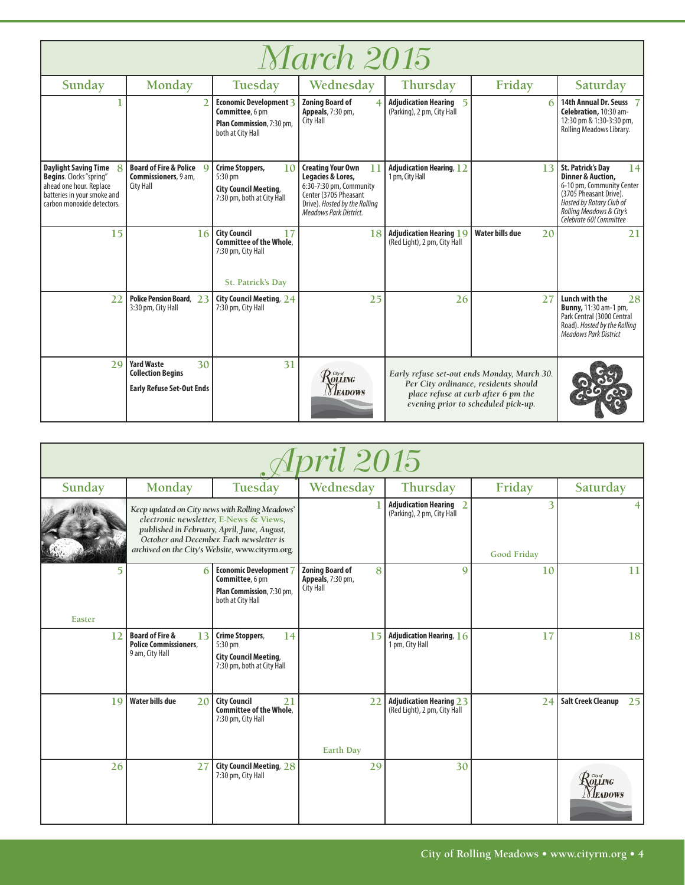# March 2015

| Sunday | Monday | Tuesday | Wednesday | Thursday | Friday | Saturday |
|---|---|---|---|---|---|---|
| 1 | 2 | 3 **Economic Development Committee**, 6 pm<br>**Plan Commission**, 7:30 pm, both at City Hall | 4 **Zoning Board of Appeals**, 7:30 pm, City Hall | 5 **Adjudication Hearing** (Parking), 2 pm, City Hall | 6 | 7 **14th Annual Dr. Seuss Celebration**, 10:30 am-12:30 pm & 1:30-3:30 pm, Rolling Meadows Library. |
| 8 **Daylight Saving Time Begins**. Clocks "spring" ahead one hour. Replace batteries in your smoke and carbon monoxide detectors. | 9 **Board of Fire & Police Commissioners**, 9 am, City Hall | 10 **Crime Stoppers**, 5:30 pm<br>**City Council Meeting**, 7:30 pm, both at City Hall | 11 **Creating Your Own Legacies & Lores**, 6:30-7:30 pm, Community Center (3705 Pheasant Drive). *Hosted by the Rolling Meadows Park District.* | 12 **Adjudication Hearing**, 1 pm, City Hall | 13 | 14 **St. Patrick's Day Dinner & Auction**, 6-10 pm, Community Center (3705 Pheasant Drive). *Hosted by Rotary Club of Rolling Meadows & City's Celebrate 60! Committee* |
| 15 | 16 | 17 **City Council Committee of the Whole**, 7:30 pm, City Hall<br>St. Patrick's Day | 18 | 19 **Adjudication Hearing** (Red Light), 2 pm, City Hall | 20 **Water bills due** | 21 |
| 22 | 23 **Police Pension Board**, 3:30 pm, City Hall | 24 **City Council Meeting**, 7:30 pm, City Hall | 25 | 26 | 27 | 28 **Lunch with the Bunny**, 11:30 am-1 pm, Park Central (3000 Central Road). *Hosted by the Rolling Meadows Park District* |
| 29 | 30 **Yard Waste Collection Begins**<br>**Early Refuse Set-Out Ends** | 31 | City of Rolling Meadows | *Early refuse set-out ends Monday, March 30. Per City ordinance, residents should place refuse at curb after 6 pm the evening prior to scheduled pick-up.* | | |

# April 2015

| Sunday | Monday | Tuesday | Wednesday | Thursday | Friday | Saturday |
|---|---|---|---|---|---|---|
| | *Keep updated on City news with Rolling Meadows' electronic newsletter, E-News & Views, published in February, April, June, August, October and December. Each newsletter is archived on the City's Website, www.cityrm.org.* | | 1 | 2 **Adjudication Hearing** (Parking), 2 pm, City Hall | 3<br>Good Friday | 4 |
| 5<br>Easter | 6 | 7 **Economic Development Committee**, 6 pm<br>**Plan Commission**, 7:30 pm, both at City Hall | 8 **Zoning Board of Appeals**, 7:30 pm, City Hall | 9 | 10 | 11 |
| 12 | 13 **Board of Fire & Police Commissioners**, 9 am, City Hall | 14 **Crime Stoppers**, 5:30 pm<br>**City Council Meeting**, 7:30 pm, both at City Hall | 15 | 16 **Adjudication Hearing**, 1 pm, City Hall | 17 | 18 |
| 19 | 20 **Water bills due** | 21 **City Council Committee of the Whole**, 7:30 pm, City Hall | 22<br>Earth Day | 23 **Adjudication Hearing** (Red Light), 2 pm, City Hall | 24 | 25 **Salt Creek Cleanup** |
| 26 | 27 | 28 **City Council Meeting**, 7:30 pm, City Hall | 29 | 30 | | City of Rolling Meadows |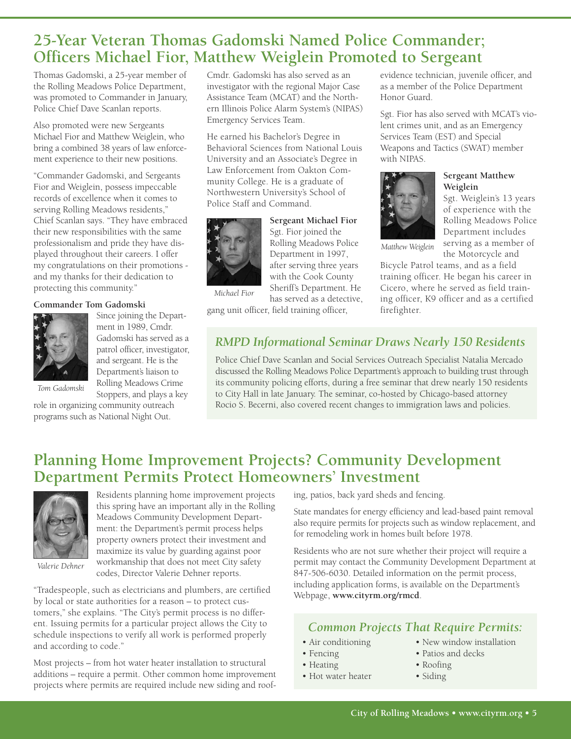# 25-Year Veteran Thomas Gadomski Named Police Commander; Officers Michael Fior, Matthew Weiglein Promoted to Sergeant

Thomas Gadomski, a 25-year member of the Rolling Meadows Police Department, was promoted to Commander in January, Police Chief Dave Scanlan reports.

Also promoted were new Sergeants Michael Fior and Matthew Weiglein, who bring a combined 38 years of law enforcement experience to their new positions.

"Commander Gadomski, and Sergeants Fior and Weiglein, possess impeccable records of excellence when it comes to serving Rolling Meadows residents," Chief Scanlan says. "They have embraced their new responsibilities with the same professionalism and pride they have displayed throughout their careers. I offer my congratulations on their promotions - and my thanks for their dedication to protecting this community."

**Commander Tom Gadomski**

Tom Gadomski

Since joining the Department in 1989, Cmdr. Gadomski has served as a patrol officer, investigator, and sergeant. He is the Department's liaison to Rolling Meadows Crime Stoppers, and plays a key role in organizing community outreach programs such as National Night Out.

Cmdr. Gadomski has also served as an investigator with the regional Major Case Assistance Team (MCAT) and the Northern Illinois Police Alarm System's (NIPAS) Emergency Services Team.

He earned his Bachelor's Degree in Behavioral Sciences from National Louis University and an Associate's Degree in Law Enforcement from Oakton Community College. He is a graduate of Northwestern University's School of Police Staff and Command.

**Sergeant Michael Fior**

Michael Fior

Sgt. Fior joined the Rolling Meadows Police Department in 1997, after serving three years with the Cook County Sheriff's Department. He has served as a detective, gang unit officer, field training officer, evidence technician, juvenile officer, and as a member of the Police Department Honor Guard.

Sgt. Fior has also served with MCAT's violent crimes unit, and as an Emergency Services Team (EST) and Special Weapons and Tactics (SWAT) member with NIPAS.

**Sergeant Matthew Weiglein**

Matthew Weiglein

Sgt. Weiglein's 13 years of experience with the Rolling Meadows Police Department includes serving as a member of the Motorcycle and Bicycle Patrol teams, and as a field training officer. He began his career in Cicero, where he served as field training officer, K9 officer and as a certified firefighter.

## *RMPD Informational Seminar Draws Nearly 150 Residents*

Police Chief Dave Scanlan and Social Services Outreach Specialist Natalia Mercado discussed the Rolling Meadows Police Department's approach to building trust through its community policing efforts, during a free seminar that drew nearly 150 residents to City Hall in late January. The seminar, co-hosted by Chicago-based attorney Rocio S. Becerni, also covered recent changes to immigration laws and policies.

# Planning Home Improvement Projects? Community Development Department Permits Protect Homeowners' Investment

Valerie Dehner

Residents planning home improvement projects this spring have an important ally in the Rolling Meadows Community Development Department: the Department's permit process helps property owners protect their investment and maximize its value by guarding against poor workmanship that does not meet City safety codes, Director Valerie Dehner reports.

"Tradespeople, such as electricians and plumbers, are certified by local or state authorities for a reason – to protect customers," she explains. "The City's permit process is no different. Issuing permits for a particular project allows the City to schedule inspections to verify all work is performed properly and according to code."

Most projects – from hot water heater installation to structural additions – require a permit. Other common home improvement projects where permits are required include new siding and roofing, patios, back yard sheds and fencing.

State mandates for energy efficiency and lead-based paint removal also require permits for projects such as window replacement, and for remodeling work in homes built before 1978.

Residents who are not sure whether their project will require a permit may contact the Community Development Department at 847-506-6030. Detailed information on the permit process, including application forms, is available on the Department's Webpage, **www.cityrm.org/rmcd**.

## *Common Projects That Require Permits:*

- Air conditioning
- Fencing
- Heating
- Hot water heater
- New window installation
- Patios and decks
- Roofing
- Siding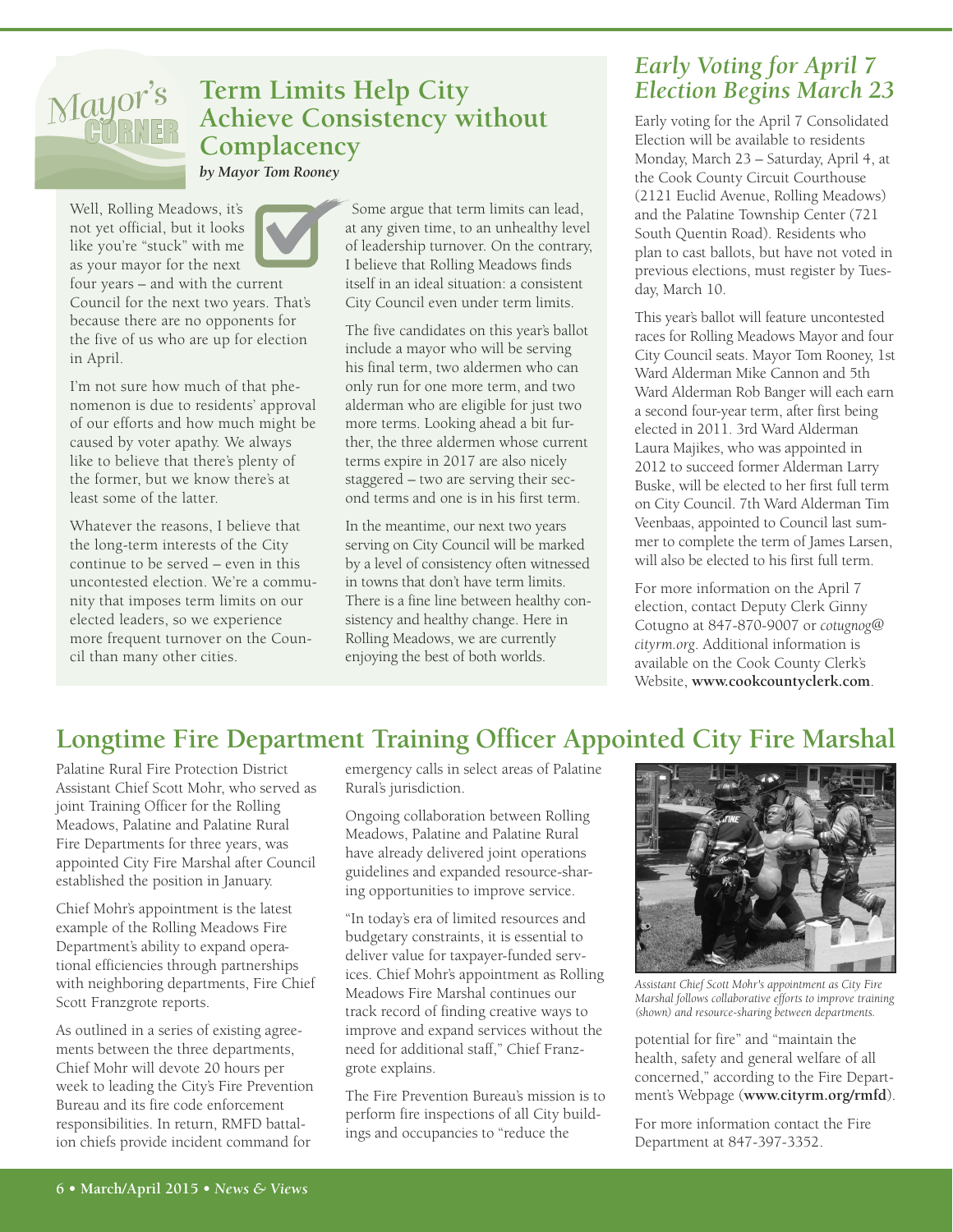Mayor's CORNER

## Term Limits Help City Achieve Consistency without Complacency

*by Mayor Tom Rooney*

Well, Rolling Meadows, it's not yet official, but it looks like you're "stuck" with me as your mayor for the next four years – and with the current Council for the next two years. That's because there are no opponents for the five of us who are up for election in April.

I'm not sure how much of that phenomenon is due to residents' approval of our efforts and how much might be caused by voter apathy. We always like to believe that there's plenty of the former, but we know there's at least some of the latter.

Whatever the reasons, I believe that the long-term interests of the City continue to be served – even in this uncontested election. We're a community that imposes term limits on our elected leaders, so we experience more frequent turnover on the Council than many other cities.

Some argue that term limits can lead, at any given time, to an unhealthy level of leadership turnover. On the contrary, I believe that Rolling Meadows finds itself in an ideal situation: a consistent City Council even under term limits.

The five candidates on this year's ballot include a mayor who will be serving his final term, two aldermen who can only run for one more term, and two alderman who are eligible for just two more terms. Looking ahead a bit further, the three aldermen whose current terms expire in 2017 are also nicely staggered – two are serving their second terms and one is in his first term.

In the meantime, our next two years serving on City Council will be marked by a level of consistency often witnessed in towns that don't have term limits. There is a fine line between healthy consistency and healthy change. Here in Rolling Meadows, we are currently enjoying the best of both worlds.

## *Early Voting for April 7 Election Begins March 23*

Early voting for the April 7 Consolidated Election will be available to residents Monday, March 23 – Saturday, April 4, at the Cook County Circuit Courthouse (2121 Euclid Avenue, Rolling Meadows) and the Palatine Township Center (721 South Quentin Road). Residents who plan to cast ballots, but have not voted in previous elections, must register by Tuesday, March 10.

This year's ballot will feature uncontested races for Rolling Meadows Mayor and four City Council seats. Mayor Tom Rooney, 1st Ward Alderman Mike Cannon and 5th Ward Alderman Rob Banger will each earn a second four-year term, after first being elected in 2011. 3rd Ward Alderman Laura Majikes, who was appointed in 2012 to succeed former Alderman Larry Buske, will be elected to her first full term on City Council. 7th Ward Alderman Tim Veenbaas, appointed to Council last summer to complete the term of James Larsen, will also be elected to his first full term.

For more information on the April 7 election, contact Deputy Clerk Ginny Cotugno at 847-870-9007 or *cotugnog@cityrm.org*. Additional information is available on the Cook County Clerk's Website, **www.cookcountyclerk.com**.

## Longtime Fire Department Training Officer Appointed City Fire Marshal

Palatine Rural Fire Protection District Assistant Chief Scott Mohr, who served as joint Training Officer for the Rolling Meadows, Palatine and Palatine Rural Fire Departments for three years, was appointed City Fire Marshal after Council established the position in January.

Chief Mohr's appointment is the latest example of the Rolling Meadows Fire Department's ability to expand operational efficiencies through partnerships with neighboring departments, Fire Chief Scott Franzgrote reports.

As outlined in a series of existing agreements between the three departments, Chief Mohr will devote 20 hours per week to leading the City's Fire Prevention Bureau and its fire code enforcement responsibilities. In return, RMFD battalion chiefs provide incident command for emergency calls in select areas of Palatine Rural's jurisdiction.

Ongoing collaboration between Rolling Meadows, Palatine and Palatine Rural have already delivered joint operations guidelines and expanded resource-sharing opportunities to improve service.

"In today's era of limited resources and budgetary constraints, it is essential to deliver value for taxpayer-funded services. Chief Mohr's appointment as Rolling Meadows Fire Marshal continues our track record of finding creative ways to improve and expand services without the need for additional staff," Chief Franzgrote explains.

The Fire Prevention Bureau's mission is to perform fire inspections of all City buildings and occupancies to "reduce the potential for fire" and "maintain the health, safety and general welfare of all concerned," according to the Fire Department's Webpage (**www.cityrm.org/rmfd**).

*Assistant Chief Scott Mohr's appointment as City Fire Marshal follows collaborative efforts to improve training (shown) and resource-sharing between departments.*

For more information contact the Fire Department at 847-397-3352.